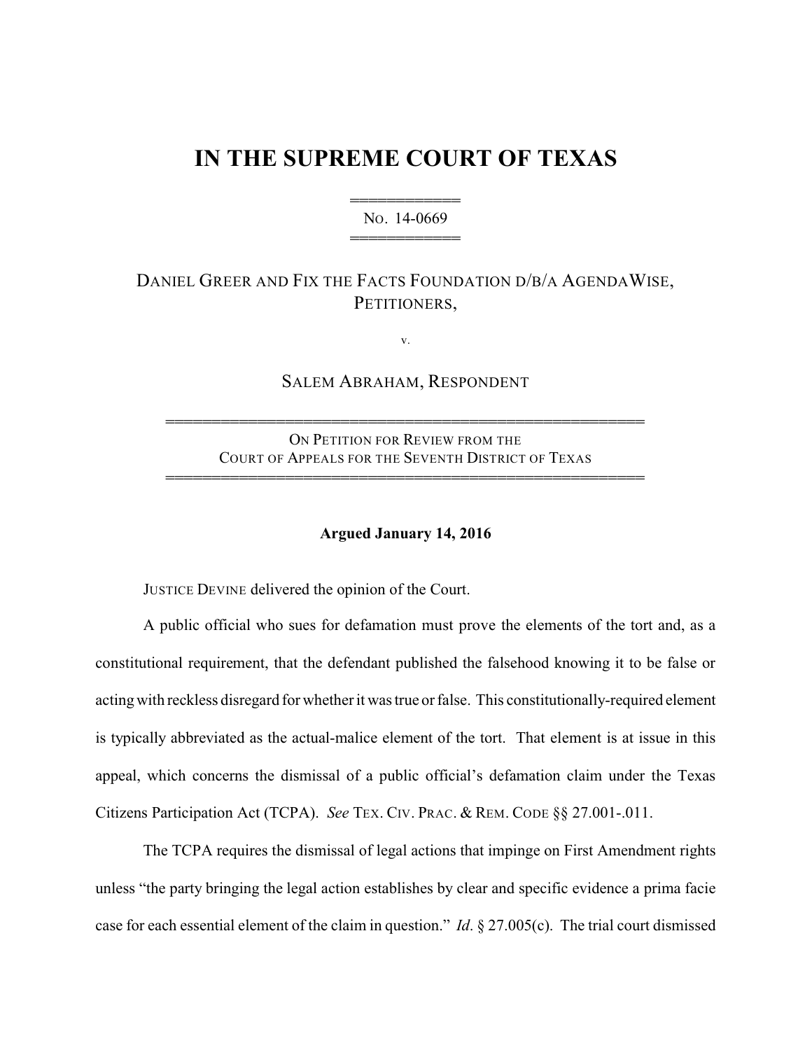# IN THE SUPREME COURT OF TEXAS

════════════
NO. 14-0669
════════════

DANIEL GREER AND FIX THE FACTS FOUNDATION D/B/A AGENDAWISE, PETITIONERS,

v.

SALEM ABRAHAM, RESPONDENT

══════════════════════════════════════════════════
ON PETITION FOR REVIEW FROM THE COURT OF APPEALS FOR THE SEVENTH DISTRICT OF TEXAS
══════════════════════════════════════════════════

**Argued January 14, 2016**

JUSTICE DEVINE delivered the opinion of the Court.

A public official who sues for defamation must prove the elements of the tort and, as a constitutional requirement, that the defendant published the falsehood knowing it to be false or acting with reckless disregard for whether it was true or false. This constitutionally-required element is typically abbreviated as the actual-malice element of the tort. That element is at issue in this appeal, which concerns the dismissal of a public official's defamation claim under the Texas Citizens Participation Act (TCPA). *See* TEX. CIV. PRAC. & REM. CODE §§ 27.001-.011.

The TCPA requires the dismissal of legal actions that impinge on First Amendment rights unless "the party bringing the legal action establishes by clear and specific evidence a prima facie case for each essential element of the claim in question." *Id*. § 27.005(c). The trial court dismissed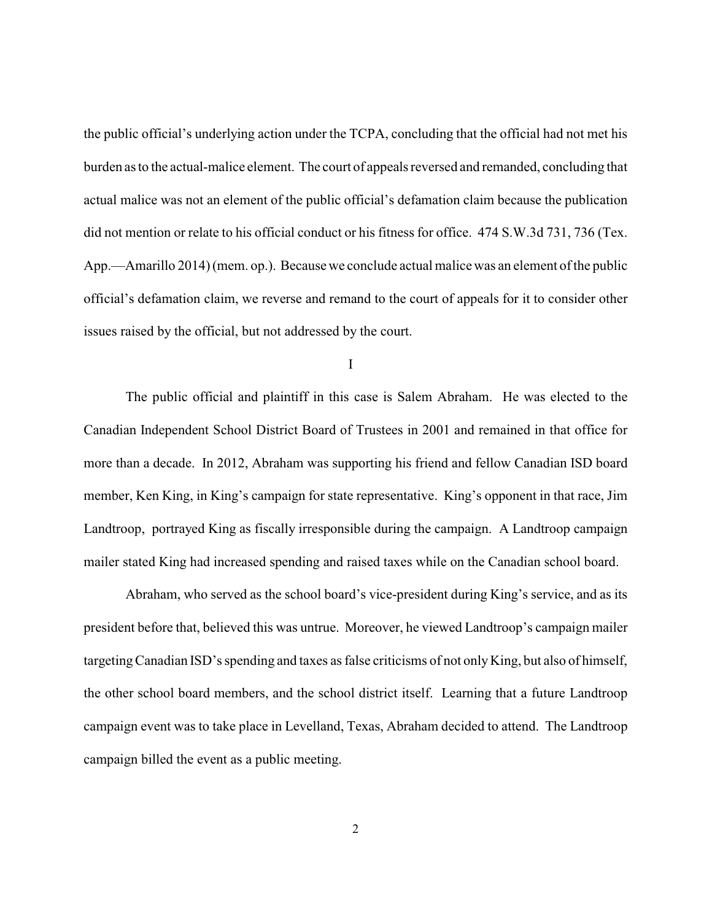the public official's underlying action under the TCPA, concluding that the official had not met his burden as to the actual-malice element. The court of appeals reversed and remanded, concluding that actual malice was not an element of the public official's defamation claim because the publication did not mention or relate to his official conduct or his fitness for office. 474 S.W.3d 731, 736 (Tex. App.—Amarillo 2014) (mem. op.). Because we conclude actual malice was an element of the public official's defamation claim, we reverse and remand to the court of appeals for it to consider other issues raised by the official, but not addressed by the court.

## I

The public official and plaintiff in this case is Salem Abraham. He was elected to the Canadian Independent School District Board of Trustees in 2001 and remained in that office for more than a decade. In 2012, Abraham was supporting his friend and fellow Canadian ISD board member, Ken King, in King's campaign for state representative. King's opponent in that race, Jim Landtroop, portrayed King as fiscally irresponsible during the campaign. A Landtroop campaign mailer stated King had increased spending and raised taxes while on the Canadian school board.

Abraham, who served as the school board's vice-president during King's service, and as its president before that, believed this was untrue. Moreover, he viewed Landtroop's campaign mailer targeting Canadian ISD's spending and taxes as false criticisms of not only King, but also of himself, the other school board members, and the school district itself. Learning that a future Landtroop campaign event was to take place in Levelland, Texas, Abraham decided to attend. The Landtroop campaign billed the event as a public meeting.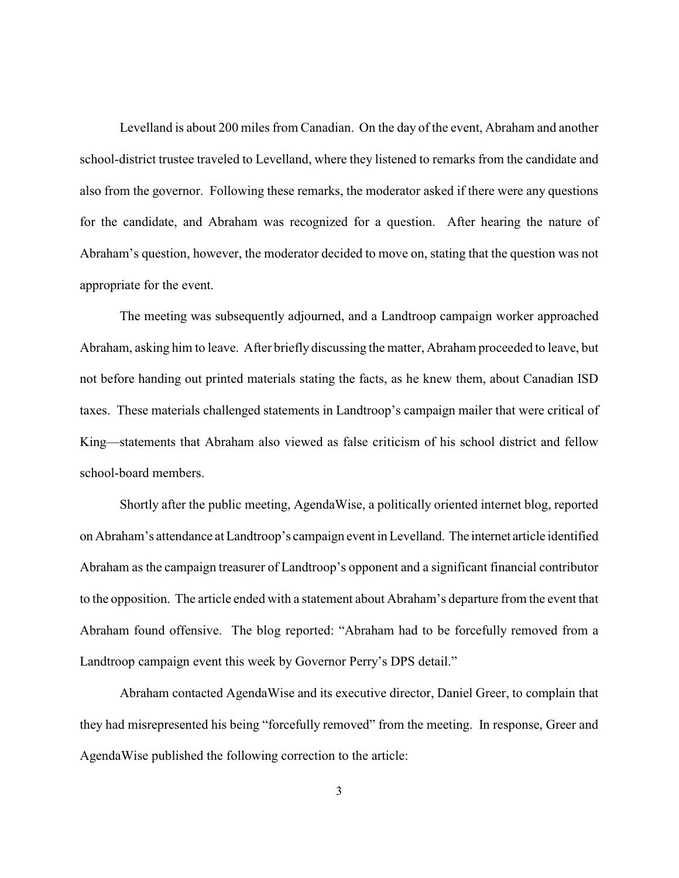Levelland is about 200 miles from Canadian. On the day of the event, Abraham and another school-district trustee traveled to Levelland, where they listened to remarks from the candidate and also from the governor. Following these remarks, the moderator asked if there were any questions for the candidate, and Abraham was recognized for a question. After hearing the nature of Abraham's question, however, the moderator decided to move on, stating that the question was not appropriate for the event.

The meeting was subsequently adjourned, and a Landtroop campaign worker approached Abraham, asking him to leave. After briefly discussing the matter, Abraham proceeded to leave, but not before handing out printed materials stating the facts, as he knew them, about Canadian ISD taxes. These materials challenged statements in Landtroop's campaign mailer that were critical of King—statements that Abraham also viewed as false criticism of his school district and fellow school-board members.

Shortly after the public meeting, AgendaWise, a politically oriented internet blog, reported on Abraham's attendance at Landtroop's campaign event in Levelland. The internet article identified Abraham as the campaign treasurer of Landtroop's opponent and a significant financial contributor to the opposition. The article ended with a statement about Abraham's departure from the event that Abraham found offensive. The blog reported: "Abraham had to be forcefully removed from a Landtroop campaign event this week by Governor Perry's DPS detail."

Abraham contacted AgendaWise and its executive director, Daniel Greer, to complain that they had misrepresented his being "forcefully removed" from the meeting. In response, Greer and AgendaWise published the following correction to the article: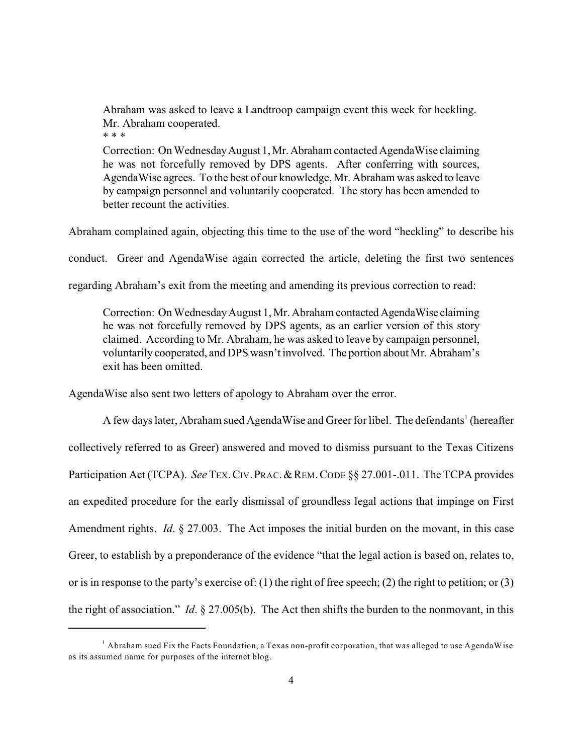> Abraham was asked to leave a Landtroop campaign event this week for heckling. Mr. Abraham cooperated.
>
> * * *
>
> Correction: On Wednesday August 1, Mr. Abraham contacted AgendaWise claiming he was not forcefully removed by DPS agents. After conferring with sources, AgendaWise agrees. To the best of our knowledge, Mr. Abraham was asked to leave by campaign personnel and voluntarily cooperated. The story has been amended to better recount the activities.

Abraham complained again, objecting this time to the use of the word "heckling" to describe his conduct. Greer and AgendaWise again corrected the article, deleting the first two sentences regarding Abraham's exit from the meeting and amending its previous correction to read:

> Correction: On Wednesday August 1, Mr. Abraham contacted AgendaWise claiming he was not forcefully removed by DPS agents, as an earlier version of this story claimed. According to Mr. Abraham, he was asked to leave by campaign personnel, voluntarily cooperated, and DPS wasn't involved. The portion about Mr. Abraham's exit has been omitted.

AgendaWise also sent two letters of apology to Abraham over the error.

A few days later, Abraham sued AgendaWise and Greer for libel. The defendants[1] (hereafter collectively referred to as Greer) answered and moved to dismiss pursuant to the Texas Citizens Participation Act (TCPA). *See* TEX. CIV. PRAC. & REM. CODE §§ 27.001-.011. The TCPA provides an expedited procedure for the early dismissal of groundless legal actions that impinge on First Amendment rights. *Id*. § 27.003. The Act imposes the initial burden on the movant, in this case Greer, to establish by a preponderance of the evidence "that the legal action is based on, relates to, or is in response to the party's exercise of: (1) the right of free speech; (2) the right to petition; or (3) the right of association." *Id*. § 27.005(b). The Act then shifts the burden to the nonmovant, in this

---

[1] Abraham sued Fix the Facts Foundation, a Texas non-profit corporation, that was alleged to use AgendaWise as its assumed name for purposes of the internet blog.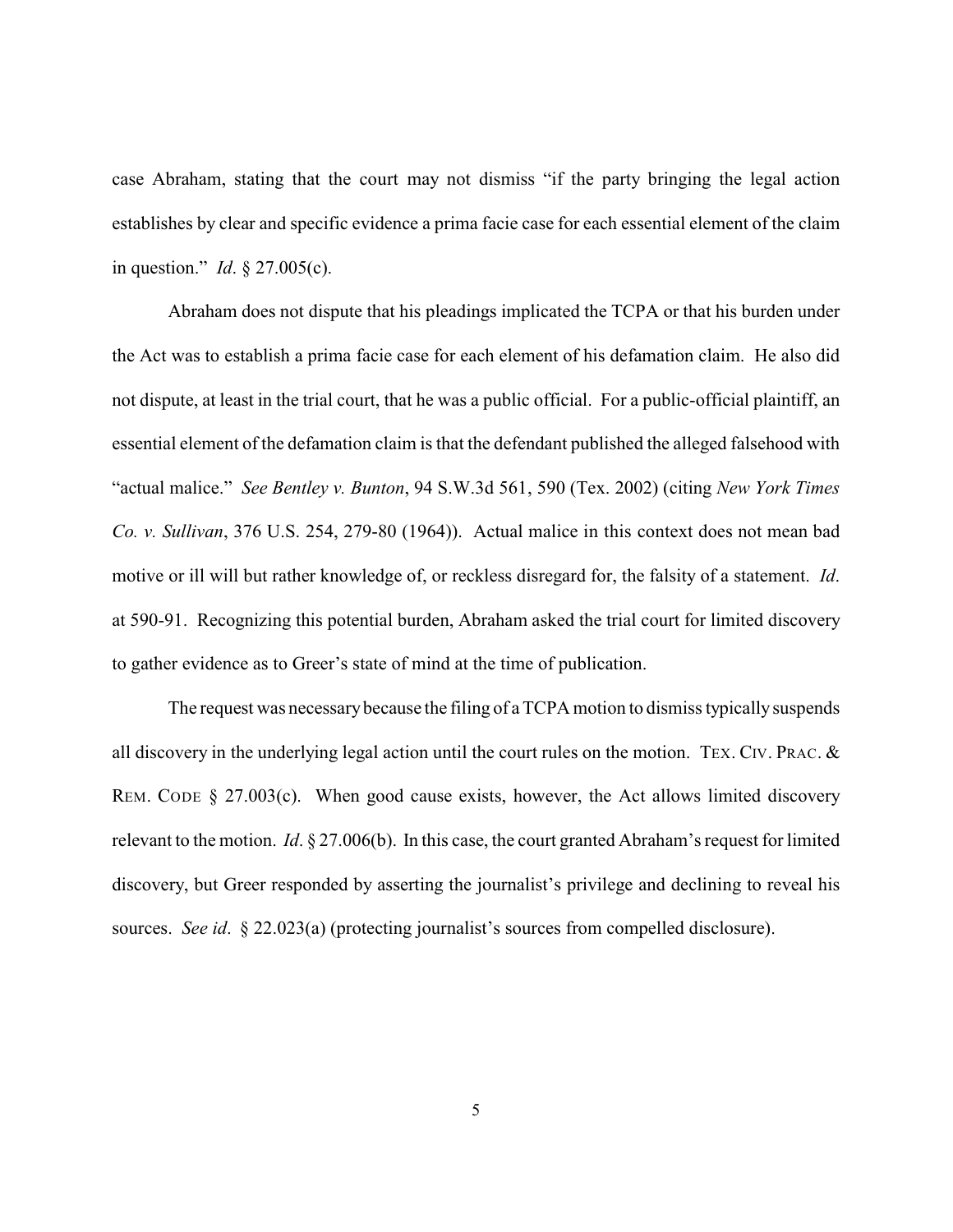case Abraham, stating that the court may not dismiss "if the party bringing the legal action establishes by clear and specific evidence a prima facie case for each essential element of the claim in question." *Id*. § 27.005(c).

Abraham does not dispute that his pleadings implicated the TCPA or that his burden under the Act was to establish a prima facie case for each element of his defamation claim. He also did not dispute, at least in the trial court, that he was a public official. For a public-official plaintiff, an essential element of the defamation claim is that the defendant published the alleged falsehood with "actual malice." *See Bentley v. Bunton*, 94 S.W.3d 561, 590 (Tex. 2002) (citing *New York Times Co. v. Sullivan*, 376 U.S. 254, 279-80 (1964)). Actual malice in this context does not mean bad motive or ill will but rather knowledge of, or reckless disregard for, the falsity of a statement. *Id*. at 590-91. Recognizing this potential burden, Abraham asked the trial court for limited discovery to gather evidence as to Greer's state of mind at the time of publication.

The request was necessary because the filing of a TCPA motion to dismiss typically suspends all discovery in the underlying legal action until the court rules on the motion. TEX. CIV. PRAC. & REM. CODE § 27.003(c). When good cause exists, however, the Act allows limited discovery relevant to the motion. *Id*. § 27.006(b). In this case, the court granted Abraham's request for limited discovery, but Greer responded by asserting the journalist's privilege and declining to reveal his sources. *See id*. § 22.023(a) (protecting journalist's sources from compelled disclosure).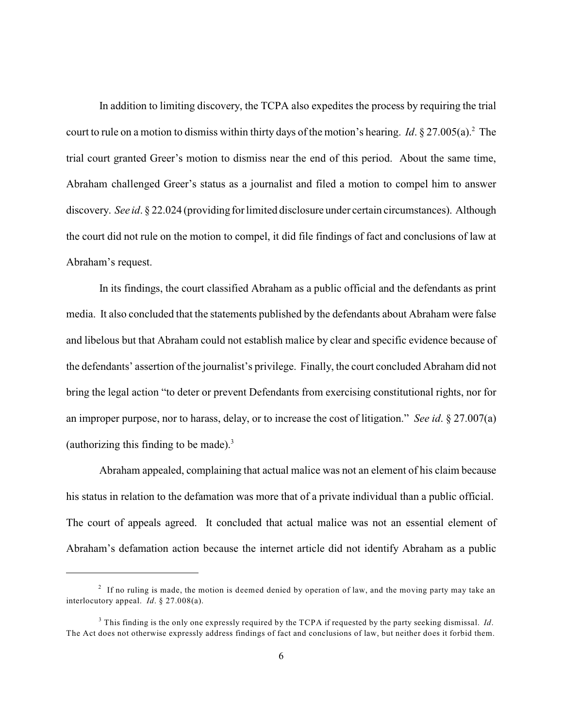In addition to limiting discovery, the TCPA also expedites the process by requiring the trial court to rule on a motion to dismiss within thirty days of the motion's hearing. *Id*. § 27.005(a).[2] The trial court granted Greer's motion to dismiss near the end of this period. About the same time, Abraham challenged Greer's status as a journalist and filed a motion to compel him to answer discovery. *See id*. § 22.024 (providing for limited disclosure under certain circumstances). Although the court did not rule on the motion to compel, it did file findings of fact and conclusions of law at Abraham's request.

In its findings, the court classified Abraham as a public official and the defendants as print media. It also concluded that the statements published by the defendants about Abraham were false and libelous but that Abraham could not establish malice by clear and specific evidence because of the defendants' assertion of the journalist's privilege. Finally, the court concluded Abraham did not bring the legal action "to deter or prevent Defendants from exercising constitutional rights, nor for an improper purpose, nor to harass, delay, or to increase the cost of litigation." *See id*. § 27.007(a) (authorizing this finding to be made).[3]

Abraham appealed, complaining that actual malice was not an element of his claim because his status in relation to the defamation was more that of a private individual than a public official. The court of appeals agreed. It concluded that actual malice was not an essential element of Abraham's defamation action because the internet article did not identify Abraham as a public

---

[2] If no ruling is made, the motion is deemed denied by operation of law, and the moving party may take an interlocutory appeal. *Id*. § 27.008(a).

[3] This finding is the only one expressly required by the TCPA if requested by the party seeking dismissal. *Id*. The Act does not otherwise expressly address findings of fact and conclusions of law, but neither does it forbid them.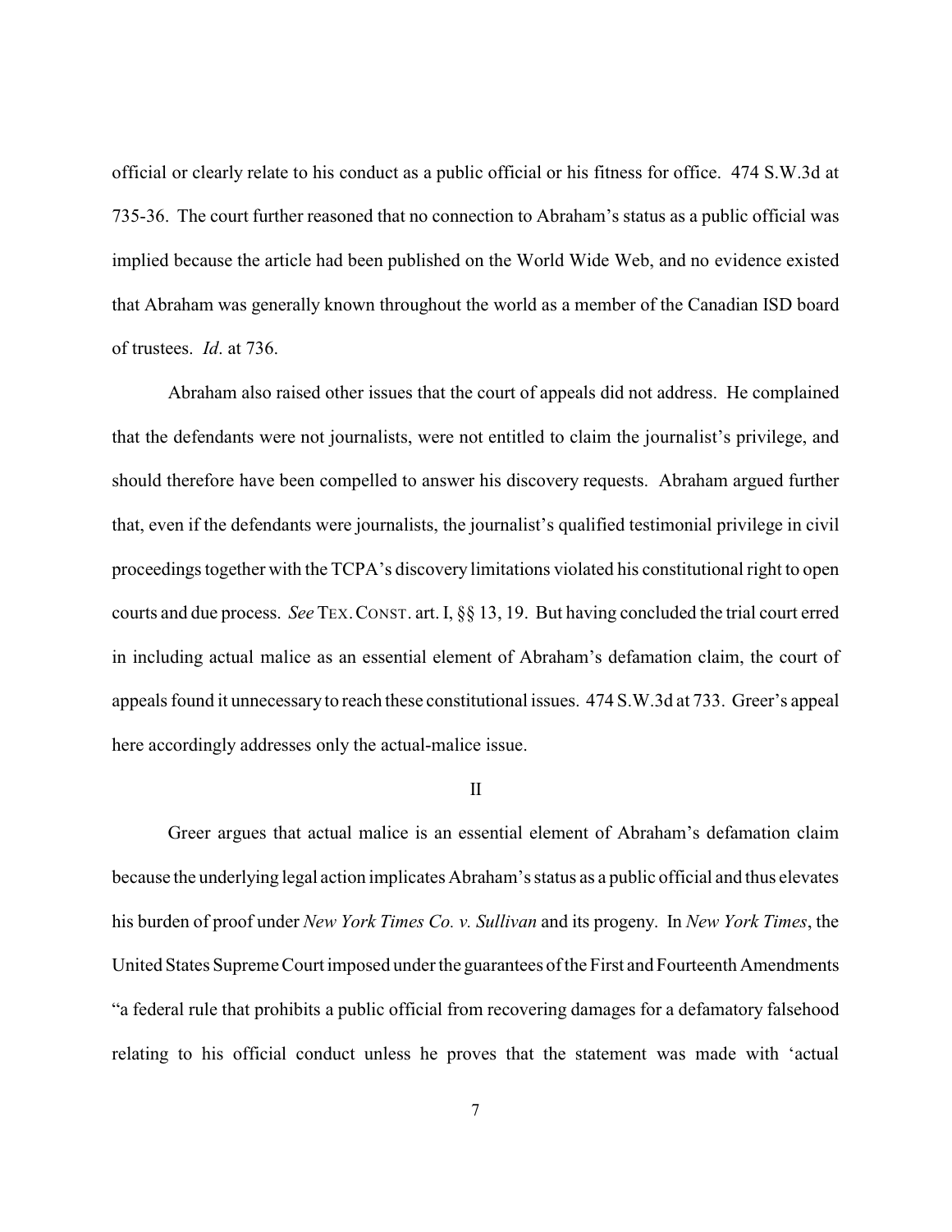official or clearly relate to his conduct as a public official or his fitness for office. 474 S.W.3d at 735-36. The court further reasoned that no connection to Abraham's status as a public official was implied because the article had been published on the World Wide Web, and no evidence existed that Abraham was generally known throughout the world as a member of the Canadian ISD board of trustees. *Id*. at 736.

Abraham also raised other issues that the court of appeals did not address. He complained that the defendants were not journalists, were not entitled to claim the journalist's privilege, and should therefore have been compelled to answer his discovery requests. Abraham argued further that, even if the defendants were journalists, the journalist's qualified testimonial privilege in civil proceedings together with the TCPA's discovery limitations violated his constitutional right to open courts and due process. *See* TEX. CONST. art. I, §§ 13, 19. But having concluded the trial court erred in including actual malice as an essential element of Abraham's defamation claim, the court of appeals found it unnecessary to reach these constitutional issues. 474 S.W.3d at 733. Greer's appeal here accordingly addresses only the actual-malice issue.

## II

Greer argues that actual malice is an essential element of Abraham's defamation claim because the underlying legal action implicates Abraham's status as a public official and thus elevates his burden of proof under *New York Times Co. v. Sullivan* and its progeny. In *New York Times*, the United States Supreme Court imposed under the guarantees of the First and Fourteenth Amendments "a federal rule that prohibits a public official from recovering damages for a defamatory falsehood relating to his official conduct unless he proves that the statement was made with 'actual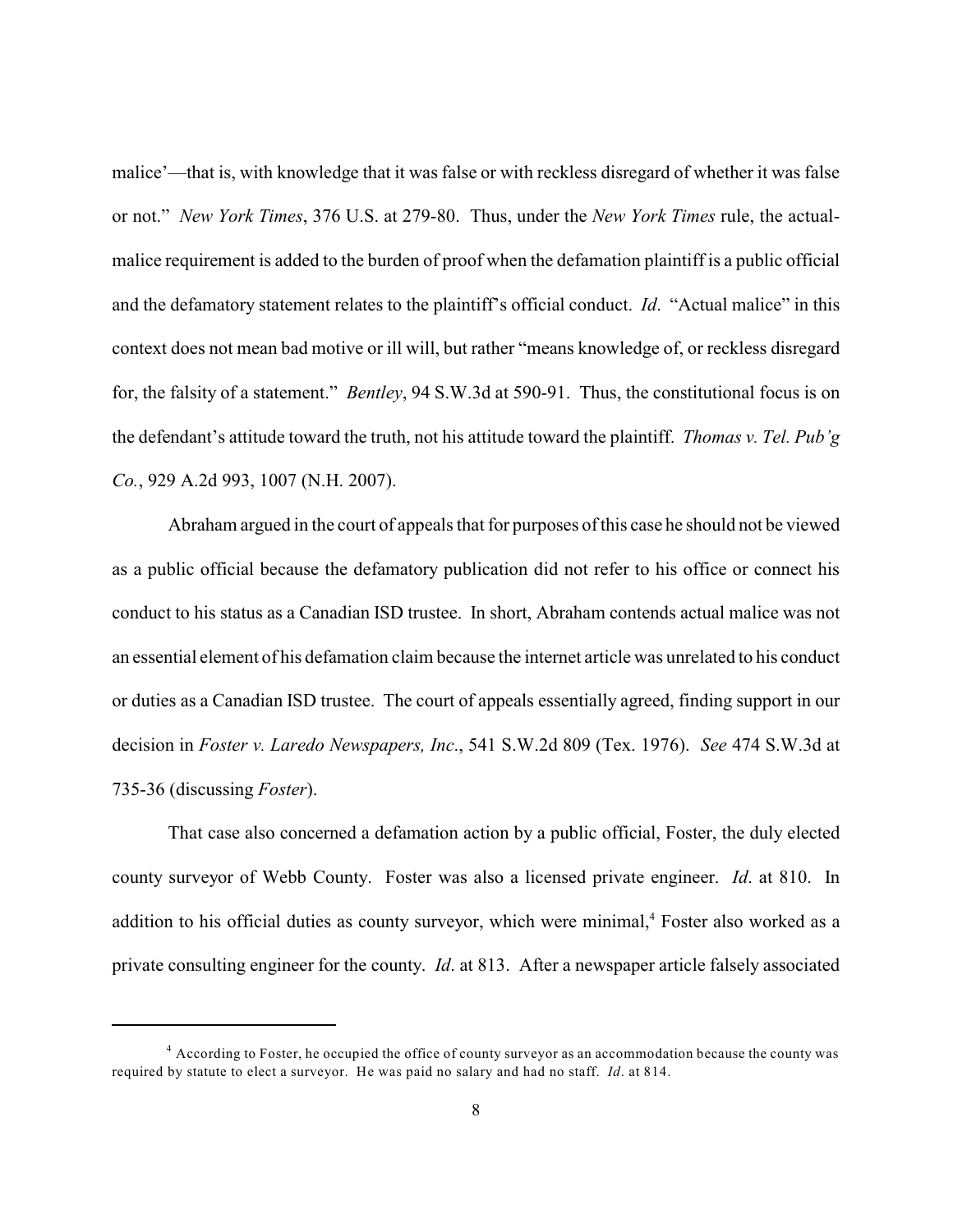malice'—that is, with knowledge that it was false or with reckless disregard of whether it was false or not." *New York Times*, 376 U.S. at 279-80. Thus, under the *New York Times* rule, the actual-malice requirement is added to the burden of proof when the defamation plaintiff is a public official and the defamatory statement relates to the plaintiff's official conduct. *Id*. "Actual malice" in this context does not mean bad motive or ill will, but rather "means knowledge of, or reckless disregard for, the falsity of a statement." *Bentley*, 94 S.W.3d at 590-91. Thus, the constitutional focus is on the defendant's attitude toward the truth, not his attitude toward the plaintiff. *Thomas v. Tel. Pub'g Co.*, 929 A.2d 993, 1007 (N.H. 2007).

Abraham argued in the court of appeals that for purposes of this case he should not be viewed as a public official because the defamatory publication did not refer to his office or connect his conduct to his status as a Canadian ISD trustee. In short, Abraham contends actual malice was not an essential element of his defamation claim because the internet article was unrelated to his conduct or duties as a Canadian ISD trustee. The court of appeals essentially agreed, finding support in our decision in *Foster v. Laredo Newspapers, Inc*., 541 S.W.2d 809 (Tex. 1976). *See* 474 S.W.3d at 735-36 (discussing *Foster*).

That case also concerned a defamation action by a public official, Foster, the duly elected county surveyor of Webb County. Foster was also a licensed private engineer. *Id*. at 810. In addition to his official duties as county surveyor, which were minimal,[4] Foster also worked as a private consulting engineer for the county. *Id*. at 813. After a newspaper article falsely associated

---

[4] According to Foster, he occupied the office of county surveyor as an accommodation because the county was required by statute to elect a surveyor. He was paid no salary and had no staff. *Id*. at 814.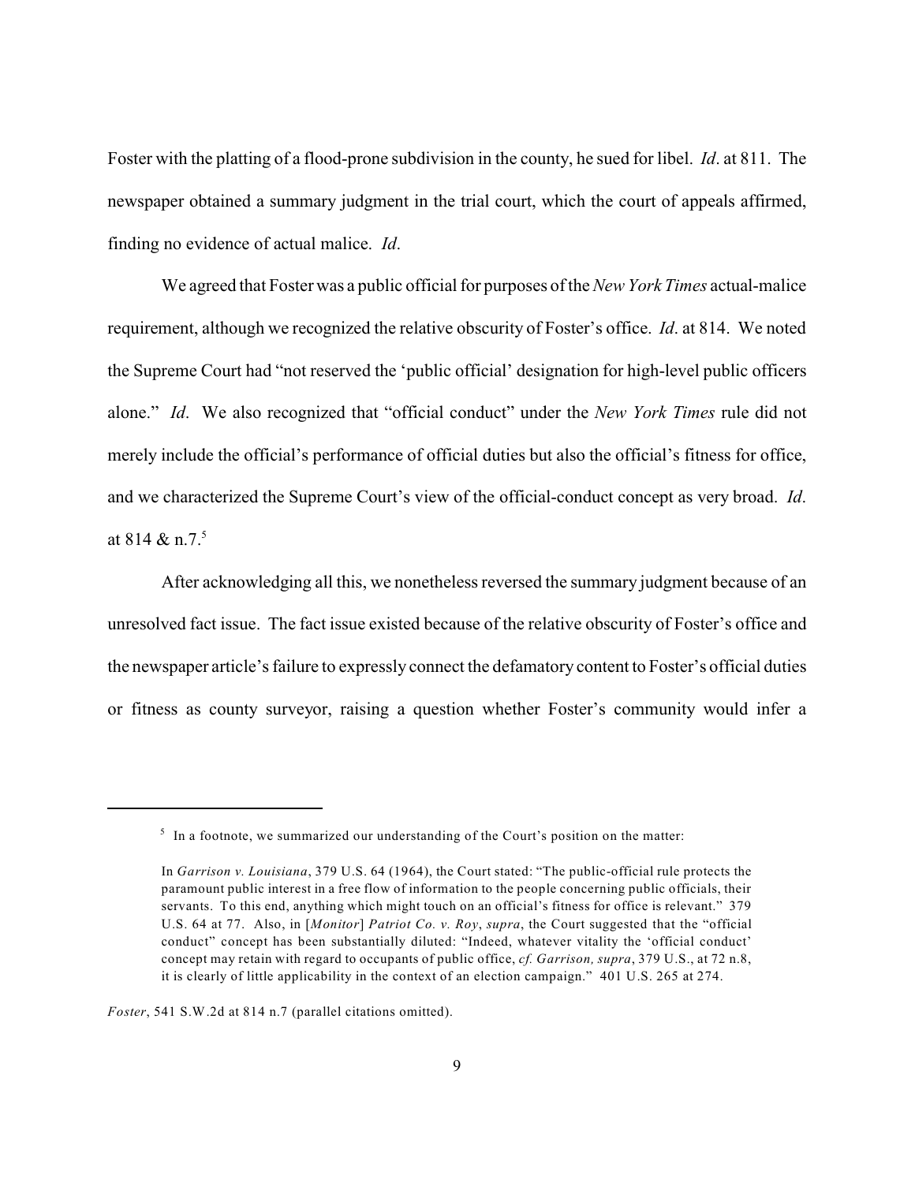Foster with the platting of a flood-prone subdivision in the county, he sued for libel. *Id*. at 811. The newspaper obtained a summary judgment in the trial court, which the court of appeals affirmed, finding no evidence of actual malice. *Id*.

We agreed that Foster was a public official for purposes of the *New York Times* actual-malice requirement, although we recognized the relative obscurity of Foster's office. *Id*. at 814. We noted the Supreme Court had "not reserved the 'public official' designation for high-level public officers alone." *Id*. We also recognized that "official conduct" under the *New York Times* rule did not merely include the official's performance of official duties but also the official's fitness for office, and we characterized the Supreme Court's view of the official-conduct concept as very broad. *Id*. at 814 & n.7.[5]

After acknowledging all this, we nonetheless reversed the summary judgment because of an unresolved fact issue. The fact issue existed because of the relative obscurity of Foster's office and the newspaper article's failure to expressly connect the defamatory content to Foster's official duties or fitness as county surveyor, raising a question whether Foster's community would infer a

---

[5] In a footnote, we summarized our understanding of the Court's position on the matter:

> In *Garrison v. Louisiana*, 379 U.S. 64 (1964), the Court stated: "The public-official rule protects the paramount public interest in a free flow of information to the people concerning public officials, their servants. To this end, anything which might touch on an official's fitness for office is relevant." 379 U.S. 64 at 77. Also, in [*Monitor*] *Patriot Co. v. Roy*, *supra*, the Court suggested that the "official conduct" concept has been substantially diluted: "Indeed, whatever vitality the 'official conduct' concept may retain with regard to occupants of public office, *cf. Garrison, supra*, 379 U.S., at 72 n.8, it is clearly of little applicability in the context of an election campaign." 401 U.S. 265 at 274.

*Foster*, 541 S.W.2d at 814 n.7 (parallel citations omitted).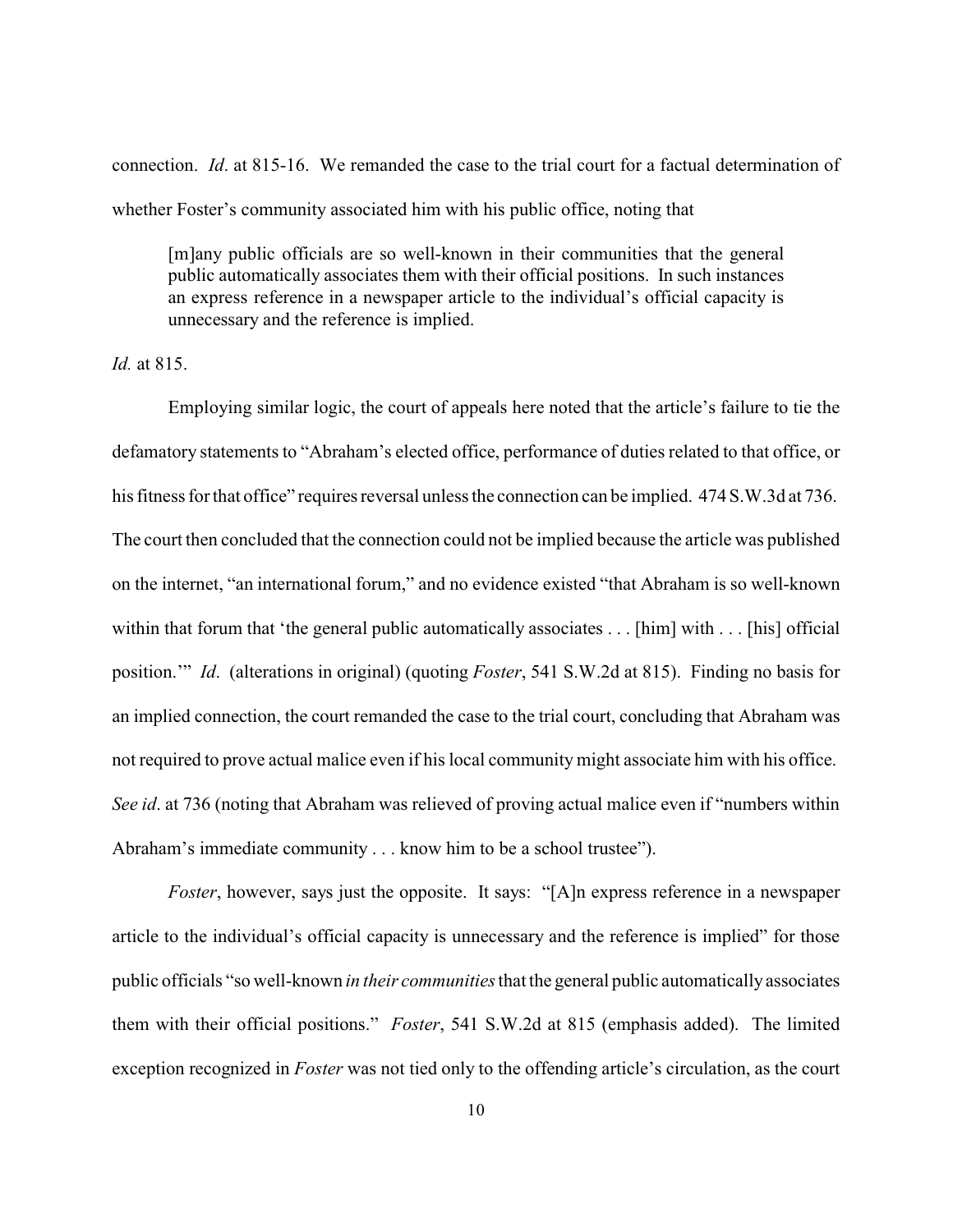connection. *Id*. at 815-16. We remanded the case to the trial court for a factual determination of whether Foster's community associated him with his public office, noting that

> [m]any public officials are so well-known in their communities that the general public automatically associates them with their official positions. In such instances an express reference in a newspaper article to the individual's official capacity is unnecessary and the reference is implied.

*Id.* at 815.

Employing similar logic, the court of appeals here noted that the article's failure to tie the defamatory statements to "Abraham's elected office, performance of duties related to that office, or his fitness for that office" requires reversal unless the connection can be implied. 474 S.W.3d at 736. The court then concluded that the connection could not be implied because the article was published on the internet, "an international forum," and no evidence existed "that Abraham is so well-known within that forum that 'the general public automatically associates . . . [him] with . . . [his] official position.'" *Id*. (alterations in original) (quoting *Foster*, 541 S.W.2d at 815). Finding no basis for an implied connection, the court remanded the case to the trial court, concluding that Abraham was not required to prove actual malice even if his local community might associate him with his office. *See id*. at 736 (noting that Abraham was relieved of proving actual malice even if "numbers within Abraham's immediate community . . . know him to be a school trustee").

*Foster*, however, says just the opposite. It says: "[A]n express reference in a newspaper article to the individual's official capacity is unnecessary and the reference is implied" for those public officials "so well-known *in their communities* that the general public automatically associates them with their official positions." *Foster*, 541 S.W.2d at 815 (emphasis added). The limited exception recognized in *Foster* was not tied only to the offending article's circulation, as the court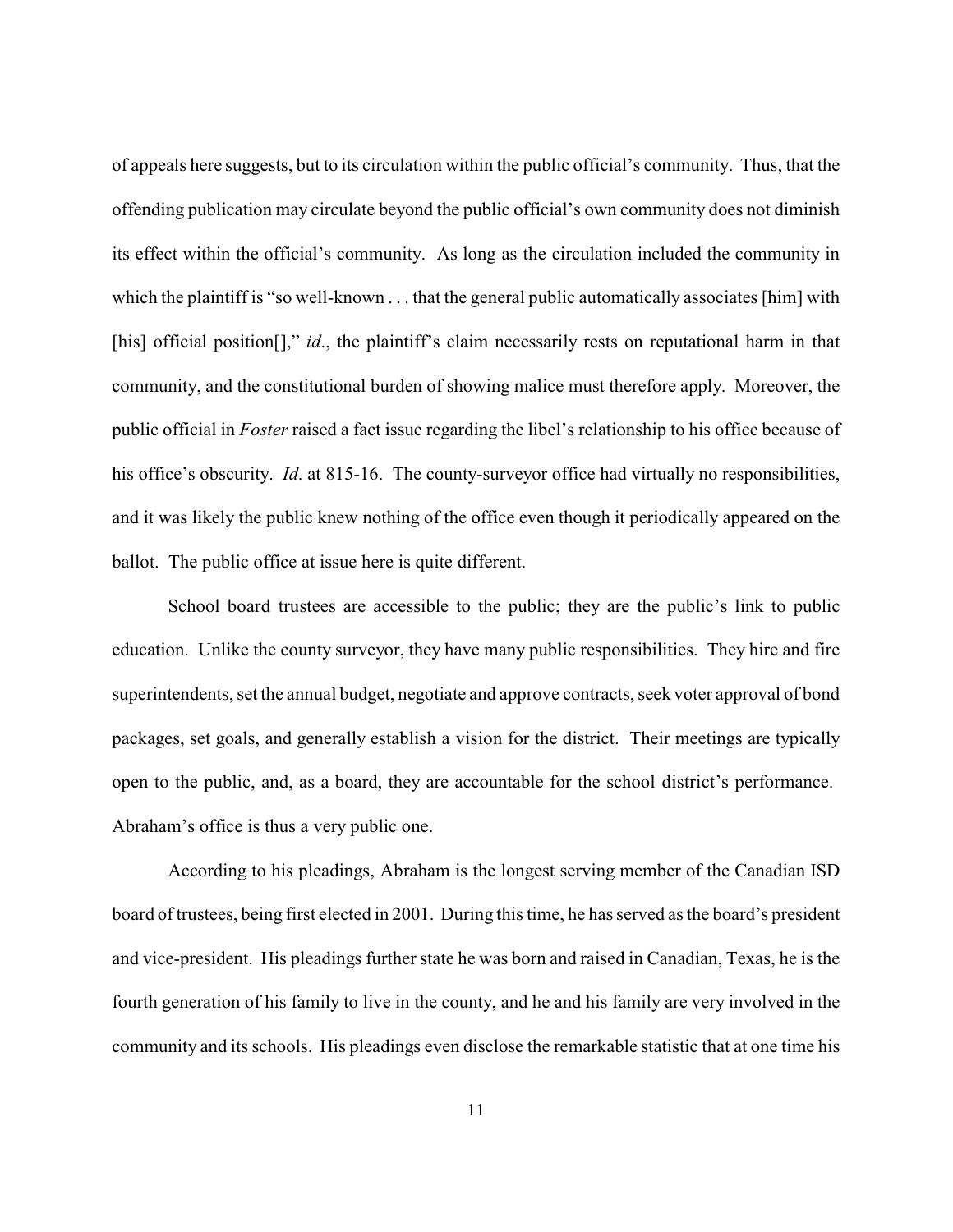of appeals here suggests, but to its circulation within the public official's community. Thus, that the offending publication may circulate beyond the public official's own community does not diminish its effect within the official's community. As long as the circulation included the community in which the plaintiff is "so well-known . . . that the general public automatically associates [him] with [his] official position[]," *id*., the plaintiff's claim necessarily rests on reputational harm in that community, and the constitutional burden of showing malice must therefore apply. Moreover, the public official in *Foster* raised a fact issue regarding the libel's relationship to his office because of his office's obscurity. *Id*. at 815-16. The county-surveyor office had virtually no responsibilities, and it was likely the public knew nothing of the office even though it periodically appeared on the ballot. The public office at issue here is quite different.

School board trustees are accessible to the public; they are the public's link to public education. Unlike the county surveyor, they have many public responsibilities. They hire and fire superintendents, set the annual budget, negotiate and approve contracts, seek voter approval of bond packages, set goals, and generally establish a vision for the district. Their meetings are typically open to the public, and, as a board, they are accountable for the school district's performance. Abraham's office is thus a very public one.

According to his pleadings, Abraham is the longest serving member of the Canadian ISD board of trustees, being first elected in 2001. During this time, he has served as the board's president and vice-president. His pleadings further state he was born and raised in Canadian, Texas, he is the fourth generation of his family to live in the county, and he and his family are very involved in the community and its schools. His pleadings even disclose the remarkable statistic that at one time his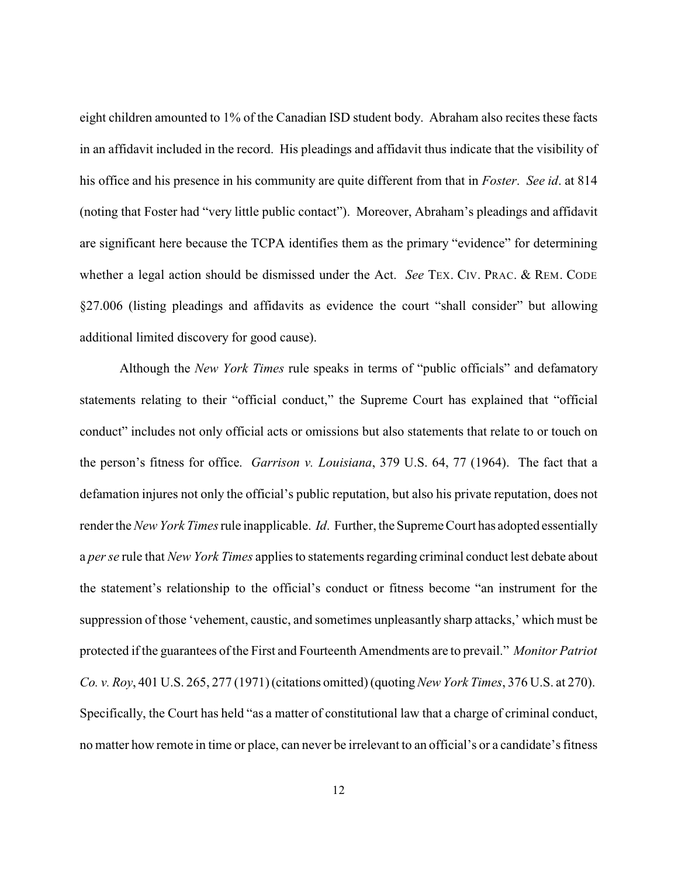eight children amounted to 1% of the Canadian ISD student body. Abraham also recites these facts in an affidavit included in the record. His pleadings and affidavit thus indicate that the visibility of his office and his presence in his community are quite different from that in *Foster*. *See id*. at 814 (noting that Foster had "very little public contact"). Moreover, Abraham's pleadings and affidavit are significant here because the TCPA identifies them as the primary "evidence" for determining whether a legal action should be dismissed under the Act. *See* TEX. CIV. PRAC. & REM. CODE §27.006 (listing pleadings and affidavits as evidence the court "shall consider" but allowing additional limited discovery for good cause).

Although the *New York Times* rule speaks in terms of "public officials" and defamatory statements relating to their "official conduct," the Supreme Court has explained that "official conduct" includes not only official acts or omissions but also statements that relate to or touch on the person's fitness for office. *Garrison v. Louisiana*, 379 U.S. 64, 77 (1964). The fact that a defamation injures not only the official's public reputation, but also his private reputation, does not render the *New York Times* rule inapplicable. *Id*. Further, the Supreme Court has adopted essentially a *per se* rule that *New York Times* applies to statements regarding criminal conduct lest debate about the statement's relationship to the official's conduct or fitness become "an instrument for the suppression of those 'vehement, caustic, and sometimes unpleasantly sharp attacks,' which must be protected if the guarantees of the First and Fourteenth Amendments are to prevail." *Monitor Patriot Co. v. Roy*, 401 U.S. 265, 277 (1971) (citations omitted) (quoting *New York Times*, 376 U.S. at 270). Specifically, the Court has held "as a matter of constitutional law that a charge of criminal conduct, no matter how remote in time or place, can never be irrelevant to an official's or a candidate's fitness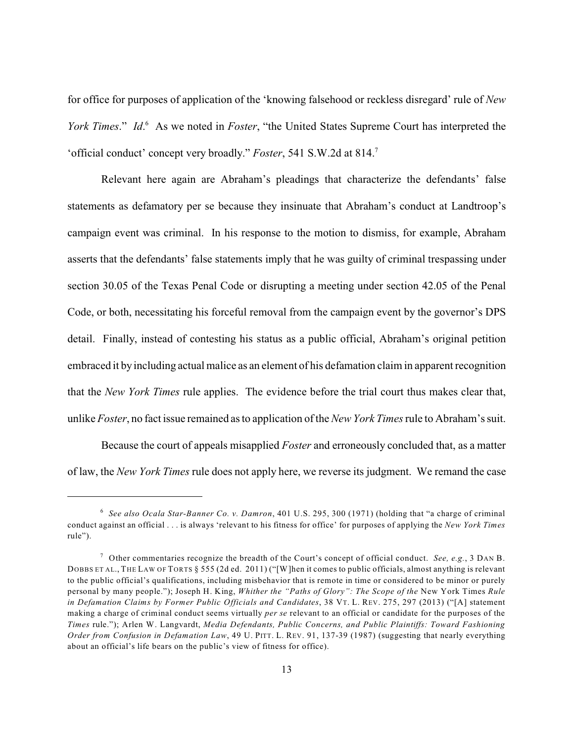for office for purposes of application of the 'knowing falsehood or reckless disregard' rule of *New York Times*." *Id*.[6] As we noted in *Foster*, "the United States Supreme Court has interpreted the 'official conduct' concept very broadly." *Foster*, 541 S.W.2d at 814.[7]

Relevant here again are Abraham's pleadings that characterize the defendants' false statements as defamatory per se because they insinuate that Abraham's conduct at Landtroop's campaign event was criminal. In his response to the motion to dismiss, for example, Abraham asserts that the defendants' false statements imply that he was guilty of criminal trespassing under section 30.05 of the Texas Penal Code or disrupting a meeting under section 42.05 of the Penal Code, or both, necessitating his forceful removal from the campaign event by the governor's DPS detail. Finally, instead of contesting his status as a public official, Abraham's original petition embraced it by including actual malice as an element of his defamation claim in apparent recognition that the *New York Times* rule applies. The evidence before the trial court thus makes clear that, unlike *Foster*, no fact issue remained as to application of the *New York Times* rule to Abraham's suit.

Because the court of appeals misapplied *Foster* and erroneously concluded that, as a matter of law, the *New York Times* rule does not apply here, we reverse its judgment. We remand the case

---

[6] *See also Ocala Star-Banner Co. v. Damron*, 401 U.S. 295, 300 (1971) (holding that "a charge of criminal conduct against an official . . . is always 'relevant to his fitness for office' for purposes of applying the *New York Times* rule").

[7] Other commentaries recognize the breadth of the Court's concept of official conduct. *See, e.g.*, 3 DAN B. DOBBS ET AL., THE LAW OF TORTS § 555 (2d ed. 2011) ("[W]hen it comes to public officials, almost anything is relevant to the public official's qualifications, including misbehavior that is remote in time or considered to be minor or purely personal by many people."); Joseph H. King, *Whither the "Paths of Glory": The Scope of the* New York Times *Rule in Defamation Claims by Former Public Officials and Candidates*, 38 VT. L. REV. 275, 297 (2013) ("[A] statement making a charge of criminal conduct seems virtually *per se* relevant to an official or candidate for the purposes of the *Times* rule."); Arlen W. Langvardt, *Media Defendants, Public Concerns, and Public Plaintiffs: Toward Fashioning Order from Confusion in Defamation Law*, 49 U. PITT. L. REV. 91, 137-39 (1987) (suggesting that nearly everything about an official's life bears on the public's view of fitness for office).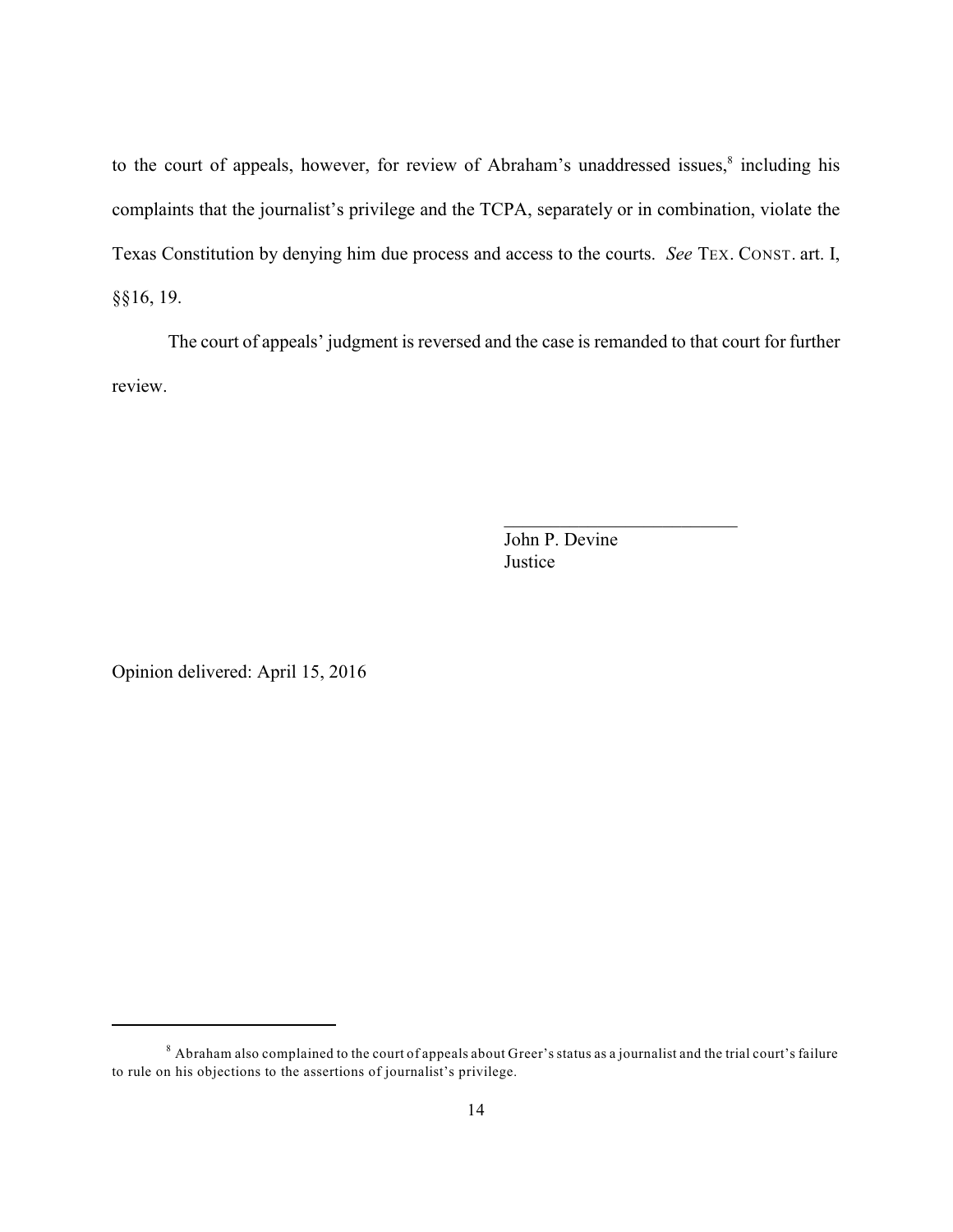to the court of appeals, however, for review of Abraham's unaddressed issues,[8] including his complaints that the journalist's privilege and the TCPA, separately or in combination, violate the Texas Constitution by denying him due process and access to the courts. *See* TEX. CONST. art. I, §§16, 19.

The court of appeals' judgment is reversed and the case is remanded to that court for further review.

\_\_\_\_\_\_\_\_\_\_\_\_\_\_\_\_\_\_\_\_\_\_\_\_\_\_\_
John P. Devine
Justice

Opinion delivered: April 15, 2016

---

[8] Abraham also complained to the court of appeals about Greer's status as a journalist and the trial court's failure to rule on his objections to the assertions of journalist's privilege.